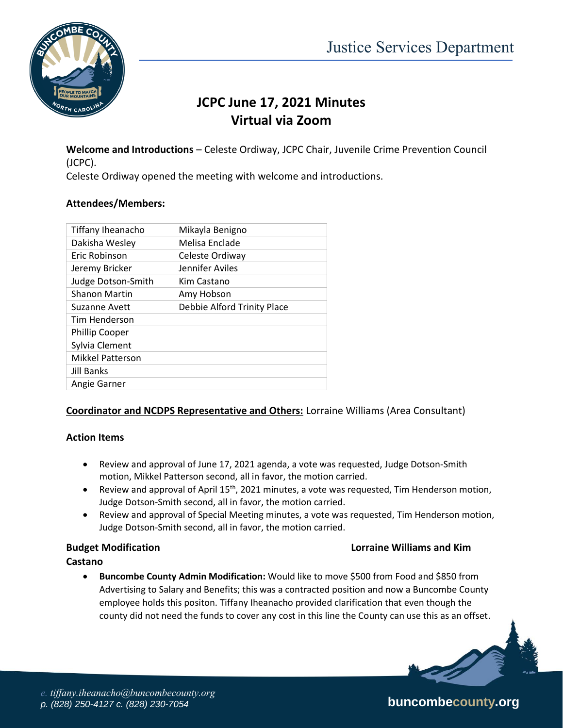Justice Services Department

# JCPC June 17, 2021 Minutes
# Virtual via Zoom

**Welcome and Introductions** – Celeste Ordiway, JCPC Chair, Juvenile Crime Prevention Council (JCPC).

Celeste Ordiway opened the meeting with welcome and introductions.

### Attendees/Members:

| | |
|---|---|
| Tiffany Iheanacho | Mikayla Benigno |
| Dakisha Wesley | Melisa Enclade |
| Eric Robinson | Celeste Ordiway |
| Jeremy Bricker | Jennifer Aviles |
| Judge Dotson-Smith | Kim Castano |
| Shanon Martin | Amy Hobson |
| Suzanne Avett | Debbie Alford Trinity Place |
| Tim Henderson | |
| Phillip Cooper | |
| Sylvia Clement | |
| Mikkel Patterson | |
| Jill Banks | |
| Angie Garner | |

**Coordinator and NCDPS Representative and Others:** Lorraine Williams (Area Consultant)

### Action Items

- Review and approval of June 17, 2021 agenda, a vote was requested, Judge Dotson-Smith motion, Mikkel Patterson second, all in favor, the motion carried.
- Review and approval of April 15th, 2021 minutes, a vote was requested, Tim Henderson motion, Judge Dotson-Smith second, all in favor, the motion carried.
- Review and approval of Special Meeting minutes, a vote was requested, Tim Henderson motion, Judge Dotson-Smith second, all in favor, the motion carried.

### Budget Modification — Lorraine Williams and Kim Castano

- **Buncombe County Admin Modification:** Would like to move $500 from Food and $850 from Advertising to Salary and Benefits; this was a contracted position and now a Buncombe County employee holds this positon. Tiffany Iheanacho provided clarification that even though the county did not need the funds to cover any cost in this line the County can use this as an offset.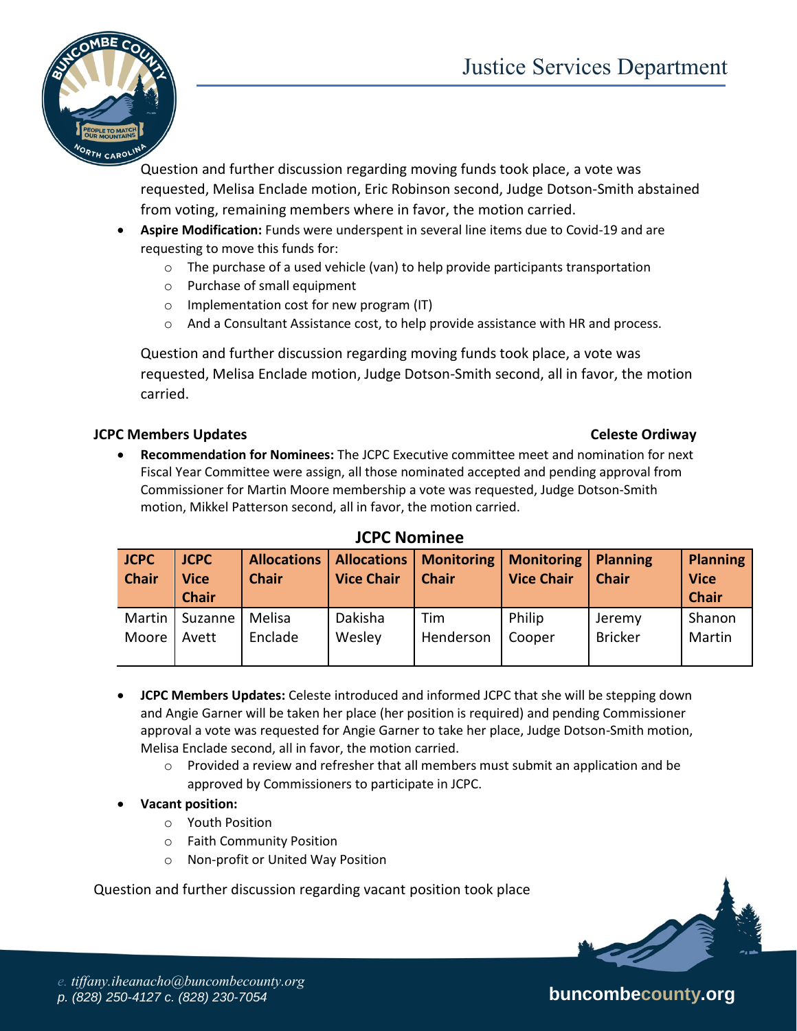Question and further discussion regarding moving funds took place, a vote was requested, Melisa Enclade motion, Eric Robinson second, Judge Dotson-Smith abstained from voting, remaining members where in favor, the motion carried.

- **Aspire Modification:** Funds were underspent in several line items due to Covid-19 and are requesting to move this funds for:
  - The purchase of a used vehicle (van) to help provide participants transportation
  - Purchase of small equipment
  - Implementation cost for new program (IT)
  - And a Consultant Assistance cost, to help provide assistance with HR and process.

Question and further discussion regarding moving funds took place, a vote was requested, Melisa Enclade motion, Judge Dotson-Smith second, all in favor, the motion carried.

**JCPC Members Updates** **Celeste Ordiway**

- **Recommendation for Nominees:** The JCPC Executive committee meet and nomination for next Fiscal Year Committee were assign, all those nominated accepted and pending approval from Commissioner for Martin Moore membership a vote was requested, Judge Dotson-Smith motion, Mikkel Patterson second, all in favor, the motion carried.

**JCPC Nominee**

| JCPC Chair | JCPC Vice Chair | Allocations Chair | Allocations Vice Chair | Monitoring Chair | Monitoring Vice Chair | Planning Chair | Planning Vice Chair |
|---|---|---|---|---|---|---|---|
| Martin Moore | Suzanne Avett | Melisa Enclade | Dakisha Wesley | Tim Henderson | Philip Cooper | Jeremy Bricker | Shanon Martin |

- **JCPC Members Updates:** Celeste introduced and informed JCPC that she will be stepping down and Angie Garner will be taken her place (her position is required) and pending Commissioner approval a vote was requested for Angie Garner to take her place, Judge Dotson-Smith motion, Melisa Enclade second, all in favor, the motion carried.
  - Provided a review and refresher that all members must submit an application and be approved by Commissioners to participate in JCPC.
- **Vacant position:**
  - Youth Position
  - Faith Community Position
  - Non-profit or United Way Position

Question and further discussion regarding vacant position took place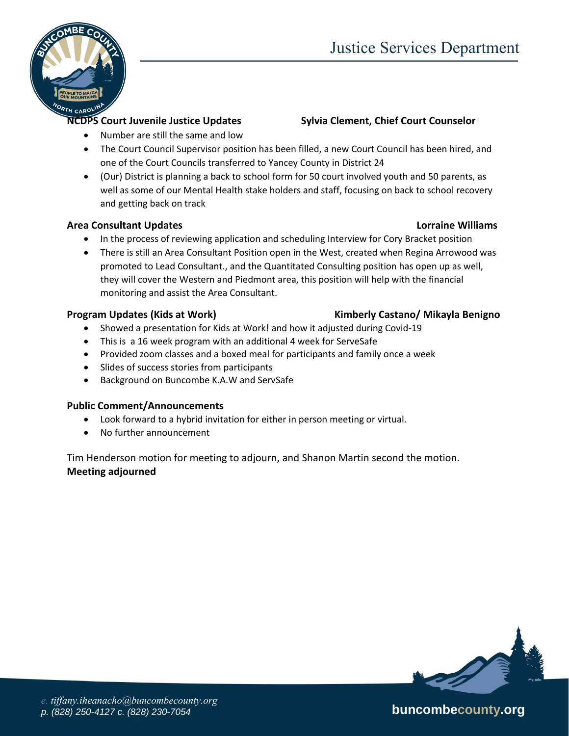**NCDPS Court Juvenile Justice Updates** **Sylvia Clement, Chief Court Counselor**

- Number are still the same and low
- The Court Council Supervisor position has been filled, a new Court Council has been hired, and one of the Court Councils transferred to Yancey County in District 24
- (Our) District is planning a back to school form for 50 court involved youth and 50 parents, as well as some of our Mental Health stake holders and staff, focusing on back to school recovery and getting back on track

**Area Consultant Updates** **Lorraine Williams**

- In the process of reviewing application and scheduling Interview for Cory Bracket position
- There is still an Area Consultant Position open in the West, created when Regina Arrowood was promoted to Lead Consultant., and the Quantitated Consulting position has open up as well, they will cover the Western and Piedmont area, this position will help with the financial monitoring and assist the Area Consultant.

**Program Updates (Kids at Work)** **Kimberly Castano/ Mikayla Benigno**

- Showed a presentation for Kids at Work! and how it adjusted during Covid-19
- This is a 16 week program with an additional 4 week for ServeSafe
- Provided zoom classes and a boxed meal for participants and family once a week
- Slides of success stories from participants
- Background on Buncombe K.A.W and ServSafe

**Public Comment/Announcements**

- Look forward to a hybrid invitation for either in person meeting or virtual.
- No further announcement

Tim Henderson motion for meeting to adjourn, and Shanon Martin second the motion.

**Meeting adjourned**